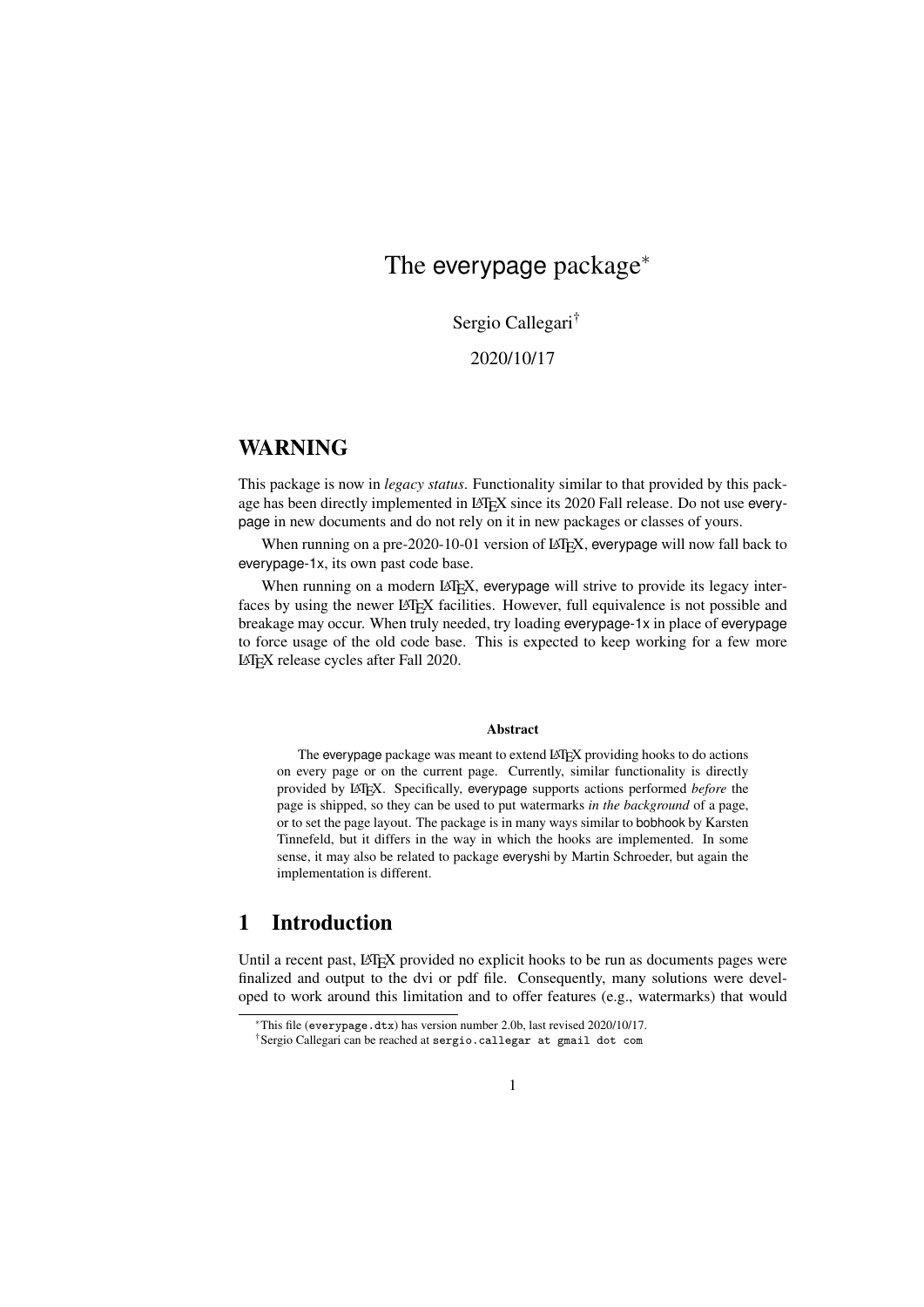# The everypage package*

Sergio Callegari†

2020/10/17

## WARNING

This package is now in *legacy status*. Functionality similar to that provided by this package has been directly implemented in LaTeX since its 2020 Fall release. Do not use everypage in new documents and do not rely on it in new packages or classes of yours.

When running on a pre-2020-10-01 version of LaTeX, everypage will now fall back to everypage-1x, its own past code base.

When running on a modern LaTeX, everypage will strive to provide its legacy interfaces by using the newer LaTeX facilities. However, full equivalence is not possible and breakage may occur. When truly needed, try loading everypage-1x in place of everypage to force usage of the old code base. This is expected to keep working for a few more LaTeX release cycles after Fall 2020.

**Abstract**

The everypage package was meant to extend LaTeX providing hooks to do actions on every page or on the current page. Currently, similar functionality is directly provided by LaTeX. Specifically, everypage supports actions performed *before* the page is shipped, so they can be used to put watermarks *in the background* of a page, or to set the page layout. The package is in many ways similar to bobhook by Karsten Tinnefeld, but it differs in the way in which the hooks are implemented. In some sense, it may also be related to package everyshi by Martin Schroeder, but again the implementation is different.

## 1 Introduction

Until a recent past, LaTeX provided no explicit hooks to be run as documents pages were finalized and output to the dvi or pdf file. Consequently, many solutions were developed to work around this limitation and to offer features (e.g., watermarks) that would

*This file (`everypage.dtx`) has version number 2.0b, last revised 2020/10/17.

†Sergio Callegari can be reached at `sergio.callegar at gmail dot com`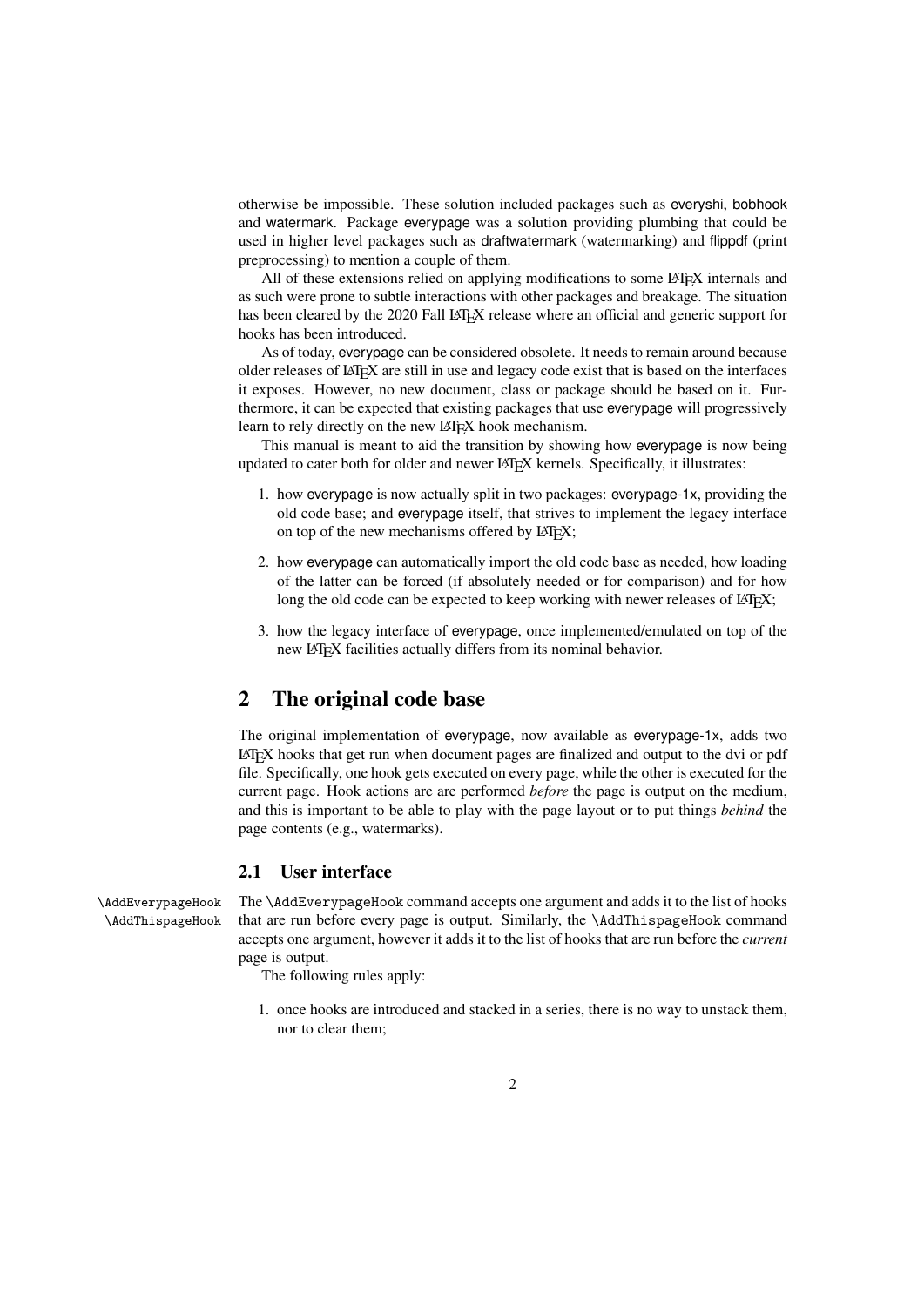otherwise be impossible. These solution included packages such as everyshi, bobhook and watermark. Package everypage was a solution providing plumbing that could be used in higher level packages such as draftwatermark (watermarking) and flippdf (print preprocessing) to mention a couple of them.

All of these extensions relied on applying modifications to some LaTeX internals and as such were prone to subtle interactions with other packages and breakage. The situation has been cleared by the 2020 Fall LaTeX release where an official and generic support for hooks has been introduced.

As of today, everypage can be considered obsolete. It needs to remain around because older releases of LaTeX are still in use and legacy code exist that is based on the interfaces it exposes. However, no new document, class or package should be based on it. Furthermore, it can be expected that existing packages that use everypage will progressively learn to rely directly on the new LaTeX hook mechanism.

This manual is meant to aid the transition by showing how everypage is now being updated to cater both for older and newer LaTeX kernels. Specifically, it illustrates:

1. how everypage is now actually split in two packages: everypage-1x, providing the old code base; and everypage itself, that strives to implement the legacy interface on top of the new mechanisms offered by LaTeX;
2. how everypage can automatically import the old code base as needed, how loading of the latter can be forced (if absolutely needed or for comparison) and for how long the old code can be expected to keep working with newer releases of LaTeX;
3. how the legacy interface of everypage, once implemented/emulated on top of the new LaTeX facilities actually differs from its nominal behavior.

## 2 The original code base

The original implementation of everypage, now available as everypage-1x, adds two LaTeX hooks that get run when document pages are finalized and output to the dvi or pdf file. Specifically, one hook gets executed on every page, while the other is executed for the current page. Hook actions are are performed *before* the page is output on the medium, and this is important to be able to play with the page layout or to put things *behind* the page contents (e.g., watermarks).

### 2.1 User interface

`\AddEverypageHook` `\AddThispageHook`

The `\AddEverypageHook` command accepts one argument and adds it to the list of hooks that are run before every page is output. Similarly, the `\AddThispageHook` command accepts one argument, however it adds it to the list of hooks that are run before the *current* page is output.

The following rules apply:

1. once hooks are introduced and stacked in a series, there is no way to unstack them, nor to clear them;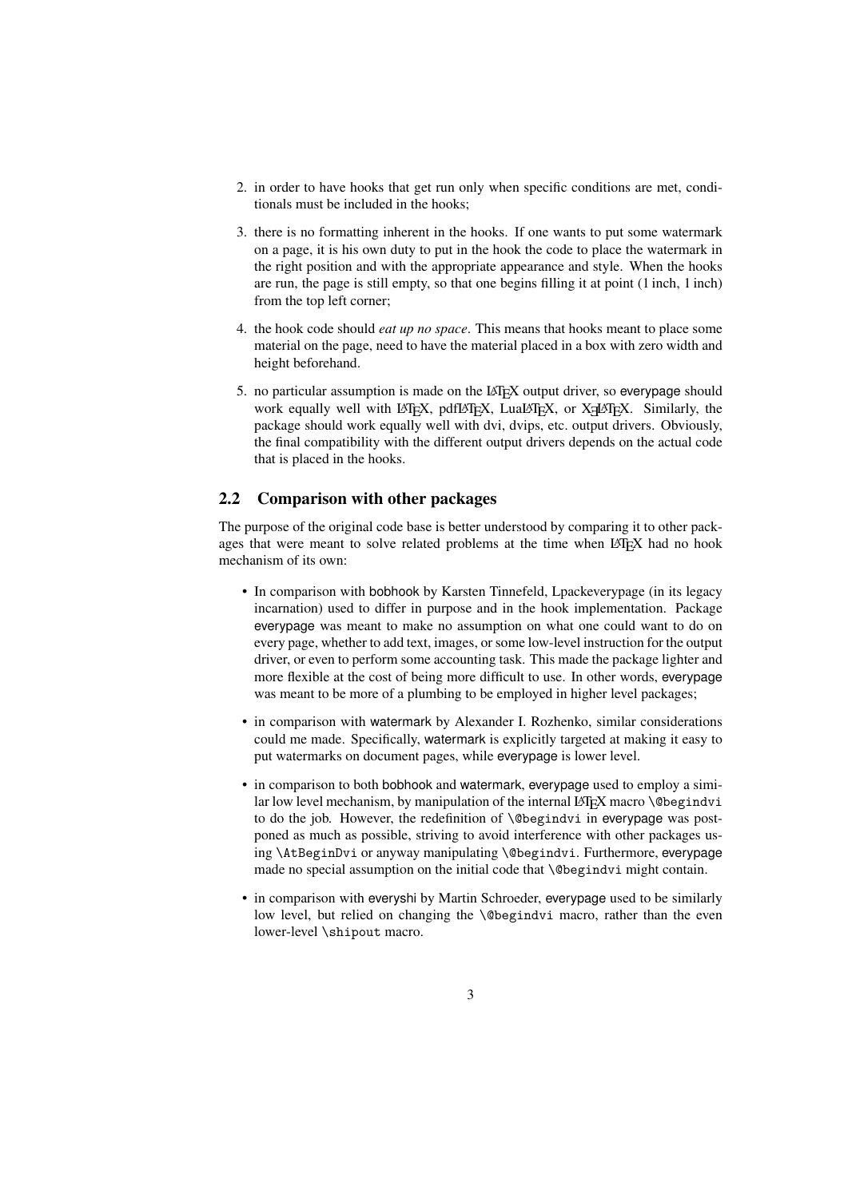2. in order to have hooks that get run only when specific conditions are met, conditionals must be included in the hooks;
3. there is no formatting inherent in the hooks. If one wants to put some watermark on a page, it is his own duty to put in the hook the code to place the watermark in the right position and with the appropriate appearance and style. When the hooks are run, the page is still empty, so that one begins filling it at point (1 inch, 1 inch) from the top left corner;
4. the hook code should *eat up no space*. This means that hooks meant to place some material on the page, need to have the material placed in a box with zero width and height beforehand.
5. no particular assumption is made on the LaTeX output driver, so everypage should work equally well with LaTeX, pdfLaTeX, LuaLaTeX, or XeLaTeX. Similarly, the package should work equally well with dvi, dvips, etc. output drivers. Obviously, the final compatibility with the different output drivers depends on the actual code that is placed in the hooks.

## 2.2 Comparison with other packages

The purpose of the original code base is better understood by comparing it to other packages that were meant to solve related problems at the time when LaTeX had no hook mechanism of its own:

- In comparison with bobhook by Karsten Tinnefeld, Lpackeverypage (in its legacy incarnation) used to differ in purpose and in the hook implementation. Package everypage was meant to make no assumption on what one could want to do on every page, whether to add text, images, or some low-level instruction for the output driver, or even to perform some accounting task. This made the package lighter and more flexible at the cost of being more difficult to use. In other words, everypage was meant to be more of a plumbing to be employed in higher level packages;
- in comparison with watermark by Alexander I. Rozhenko, similar considerations could me made. Specifically, watermark is explicitly targeted at making it easy to put watermarks on document pages, while everypage is lower level.
- in comparison to both bobhook and watermark, everypage used to employ a similar low level mechanism, by manipulation of the internal LaTeX macro `\@begindvi` to do the job. However, the redefinition of `\@begindvi` in everypage was postponed as much as possible, striving to avoid interference with other packages using `\AtBeginDvi` or anyway manipulating `\@begindvi`. Furthermore, everypage made no special assumption on the initial code that `\@begindvi` might contain.
- in comparison with everyshi by Martin Schroeder, everypage used to be similarly low level, but relied on changing the `\@begindvi` macro, rather than the even lower-level `\shipout` macro.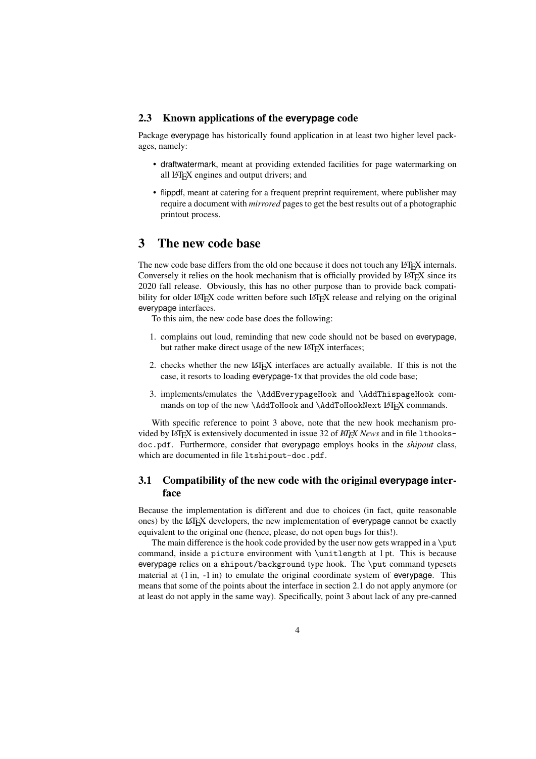### 2.3 Known applications of the everypage code

Package everypage has historically found application in at least two higher level packages, namely:

- draftwatermark, meant at providing extended facilities for page watermarking on all LaTeX engines and output drivers; and
- flippdf, meant at catering for a frequent preprint requirement, where publisher may require a document with *mirrored* pages to get the best results out of a photographic printout process.

## 3 The new code base

The new code base differs from the old one because it does not touch any LaTeX internals. Conversely it relies on the hook mechanism that is officially provided by LaTeX since its 2020 fall release. Obviously, this has no other purpose than to provide back compatibility for older LaTeX code written before such LaTeX release and relying on the original everypage interfaces.

To this aim, the new code base does the following:

1. complains out loud, reminding that new code should not be based on everypage, but rather make direct usage of the new LaTeX interfaces;
2. checks whether the new LaTeX interfaces are actually available. If this is not the case, it resorts to loading everypage-1x that provides the old code base;
3. implements/emulates the `\AddEverypageHook` and `\AddThispageHook` commands on top of the new `\AddToHook` and `\AddToHookNext` LaTeX commands.

With specific reference to point 3 above, note that the new hook mechanism provided by LaTeX is extensively documented in issue 32 of *LaTeX News* and in file `lthooks-doc.pdf`. Furthermore, consider that everypage employs hooks in the *shipout* class, which are documented in file `ltshipout-doc.pdf`.

### 3.1 Compatibility of the new code with the original everypage interface

Because the implementation is different and due to choices (in fact, quite reasonable ones) by the LaTeX developers, the new implementation of everypage cannot be exactly equivalent to the original one (hence, please, do not open bugs for this!).

The main difference is the hook code provided by the user now gets wrapped in a `\put` command, inside a `picture` environment with `\unitlength` at 1 pt. This is because everypage relies on a `shipout/background` type hook. The `\put` command typesets material at (1 in, -1 in) to emulate the original coordinate system of everypage. This means that some of the points about the interface in section 2.1 do not apply anymore (or at least do not apply in the same way). Specifically, point 3 about lack of any pre-canned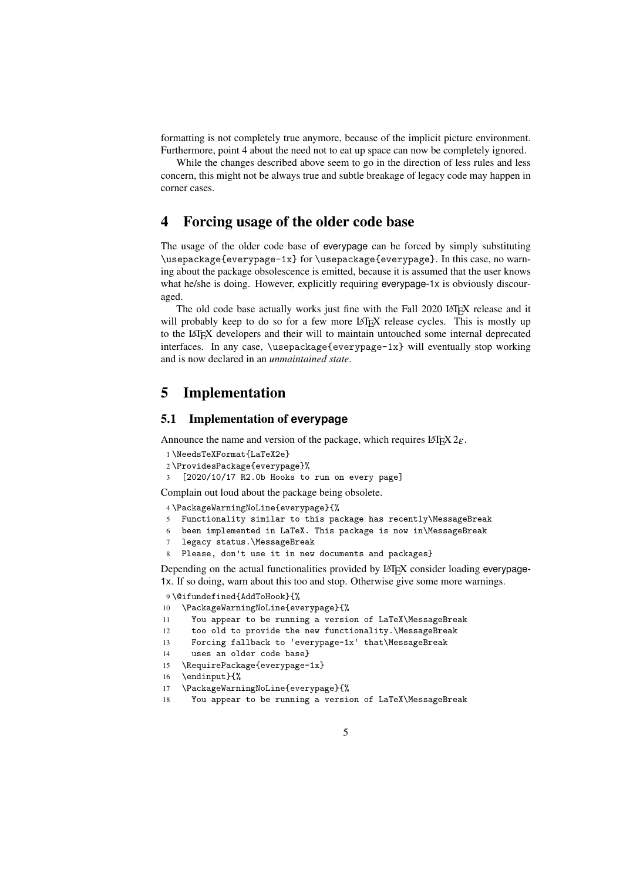formatting is not completely true anymore, because of the implicit picture environment. Furthermore, point 4 about the need not to eat up space can now be completely ignored.

While the changes described above seem to go in the direction of less rules and less concern, this might not be always true and subtle breakage of legacy code may happen in corner cases.

# 4 Forcing usage of the older code base

The usage of the older code base of everypage can be forced by simply substituting `\usepackage{everypage-1x}` for `\usepackage{everypage}`. In this case, no warning about the package obsolescence is emitted, because it is assumed that the user knows what he/she is doing. However, explicitly requiring everypage-1x is obviously discouraged.

The old code base actually works just fine with the Fall 2020 LaTeX release and it will probably keep to do so for a few more LaTeX release cycles. This is mostly up to the LaTeX developers and their will to maintain untouched some internal deprecated interfaces. In any case, `\usepackage{everypage-1x}` will eventually stop working and is now declared in an *unmaintained state*.

# 5 Implementation

## 5.1 Implementation of everypage

Announce the name and version of the package, which requires LaTeX $2_\varepsilon$.

```
1 \NeedsTeXFormat{LaTeX2e}
2 \ProvidesPackage{everypage}%
3   [2020/10/17 R2.0b Hooks to run on every page]
```

Complain out loud about the package being obsolete.

```
4 \PackageWarningNoLine{everypage}{%
5   Functionality similar to this package has recently\MessageBreak
6   been implemented in LaTeX. This package is now in\MessageBreak
7   legacy status.\MessageBreak
8   Please, don't use it in new documents and packages}
```

Depending on the actual functionalities provided by LaTeX consider loading everypage-1x. If so doing, warn about this too and stop. Otherwise give some more warnings.

```
9 \@ifundefined{AddToHook}{%
10   \PackageWarningNoLine{everypage}{%
11     You appear to be running a version of LaTeX\MessageBreak
12     too old to provide the new functionality.\MessageBreak
13     Forcing fallback to 'everypage-1x' that\MessageBreak
14     uses an older code base}
15   \RequirePackage{everypage-1x}
16   \endinput}{%
17   \PackageWarningNoLine{everypage}{%
18     You appear to be running a version of LaTeX\MessageBreak
```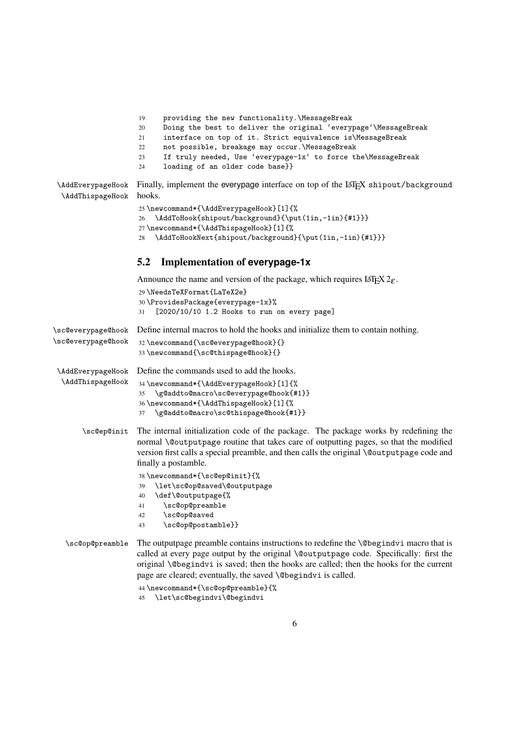```
19     providing the new functionality.\MessageBreak
20     Doing the best to deliver the original 'everypage'\MessageBreak
21     interface on top of it. Strict equivalence is\MessageBreak
22     not possible, breakage may occur.\MessageBreak
23     If truly needed, Use 'everypage-1x' to force the\MessageBreak
24     loading of an older code base}}
```

\AddEverypageHook
\AddThispageHook

Finally, implement the everypage interface on top of the LaTeX shipout/background hooks.

```
25 \newcommand*{\AddEverypageHook}[1]{%
26   \AddToHook{shipout/background}{\put(1in,-1in){#1}}}
27 \newcommand*{\AddThispageHook}[1]{%
28   \AddToHookNext{shipout/background}{\put(1in,-1in){#1}}}
```

## 5.2 Implementation of everypage-1x

Announce the name and version of the package, which requires LaTeX $2_\varepsilon$.

```
29 \NeedsTeXFormat{LaTeX2e}
30 \ProvidesPackage{everypage-1x}%
31   [2020/10/10 1.2 Hooks to run on every page]
```

\sc@everypage@hook
\sc@everypage@hook

Define internal macros to hold the hooks and initialize them to contain nothing.

```
32 \newcommand{\sc@everypage@hook}{}
33 \newcommand{\sc@thispage@hook}{}
```

\AddEverypageHook
\AddThispageHook

Define the commands used to add the hooks.

```
34 \newcommand*{\AddEverypageHook}[1]{%
35   \g@addto@macro\sc@everypage@hook{#1}}
36 \newcommand*{\AddThispageHook}[1]{%
37   \g@addto@macro\sc@thispage@hook{#1}}
```

\sc@ep@init

The internal initialization code of the package. The package works by redefining the normal \@outputpage routine that takes care of outputting pages, so that the modified version first calls a special preamble, and then calls the original \@outputpage code and finally a postamble.

```
38 \newcommand*{\sc@ep@init}{%
39   \let\sc@op@saved\@outputpage
40   \def\@outputpage{%
41     \sc@op@preamble
42     \sc@op@saved
43     \sc@op@postamble}}
```

\sc@op@preamble

The outputpage preamble contains instructions to redefine the \@begindvi macro that is called at every page output by the original \@outputpage code. Specifically: first the original \@begindvi is saved; then the hooks are called; then the hooks for the current page are cleared; eventually, the saved \@begindvi is called.

```
44 \newcommand*{\sc@op@preamble}{%
45   \let\sc@begindvi\@begindvi
```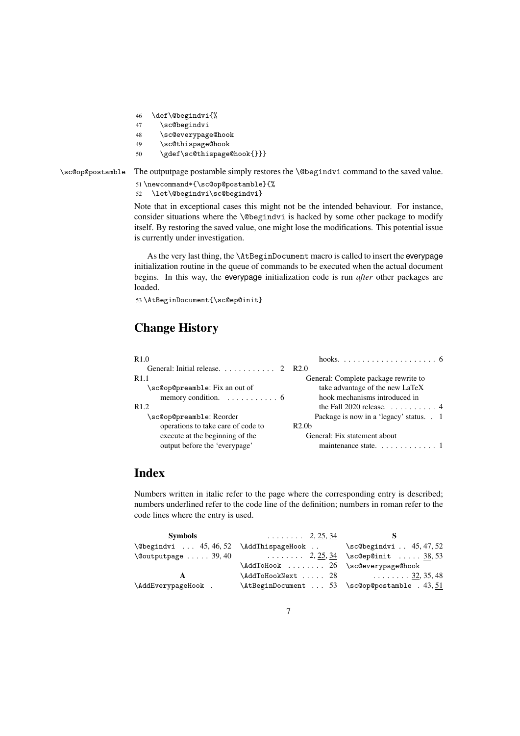```
46  \def\@begindvi{%
47    \sc@begindvi
48    \sc@everypage@hook
49    \sc@thispage@hook
50    \gdef\sc@thispage@hook{}}}
```

\sc@op@postamble The outputpage postamble simply restores the \@begindvi command to the saved value.

```
51 \newcommand*{\sc@op@postamble}{%
52   \let\@begindvi\sc@begindvi}
```

Note that in exceptional cases this might not be the intended behaviour. For instance, consider situations where the \@begindvi is hacked by some other package to modify itself. By restoring the saved value, one might lose the modifications. This potential issue is currently under investigation.

As the very last thing, the \AtBeginDocument macro is called to insert the everypage initialization routine in the queue of commands to be executed when the actual document begins. In this way, the everypage initialization code is run *after* other packages are loaded.

```
53 \AtBeginDocument{\sc@ep@init}
```

# Change History

R1.0
- General: Initial release. . . . . . . . . . . . 2

R1.1
- \sc@op@preamble: Fix an out of memory condition. . . . . . . . . . . . 6

R1.2
- \sc@op@preamble: Reorder operations to take care of code to execute at the beginning of the output before the 'everypage' hooks. . . . . . . . . . . . . . . . . . . . . 6

R2.0
- General: Complete package rewrite to take advantage of the new LaTeX hook mechanisms introduced in the Fall 2020 release. . . . . . . . . . . 4
- Package is now in a 'legacy' status. . 1

R2.0b
- General: Fix statement about maintenance state. . . . . . . . . . . . 1

# Index

Numbers written in italic refer to the page where the corresponding entry is described; numbers underlined refer to the code line of the definition; numbers in roman refer to the code lines where the entry is used.

**Symbols**

\@begindvi . . . 45, 46, 52
\@outputpage . . . . . 39, 40

**A**

\AddEverypageHook . . . . . . . . . *2*, 25, 34
\AddThispageHook . . . . . . . . . . *2*, 25, 34
\AddToHook . . . . . . . . 26
\AddToHookNext . . . . . 28
\AtBeginDocument . . . 53

**S**

\sc@begindvi . . 45, 47, 52
\sc@ep@init . . . . . 38, 53
\sc@everypage@hook . . . . . . . . 32, 35, 48
\sc@op@postamble . 43, 51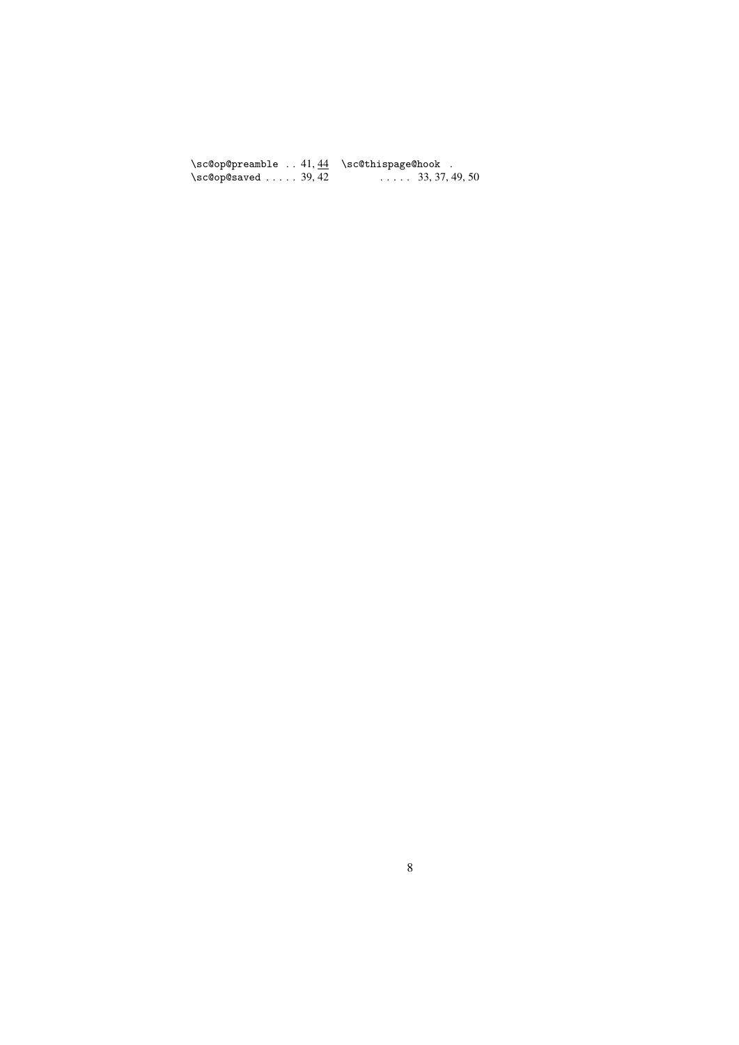\sc@op@preamble . . 41, 44

\sc@op@saved . . . . . 39, 42

\sc@thispage@hook . . . . . . 33, 37, 49, 50